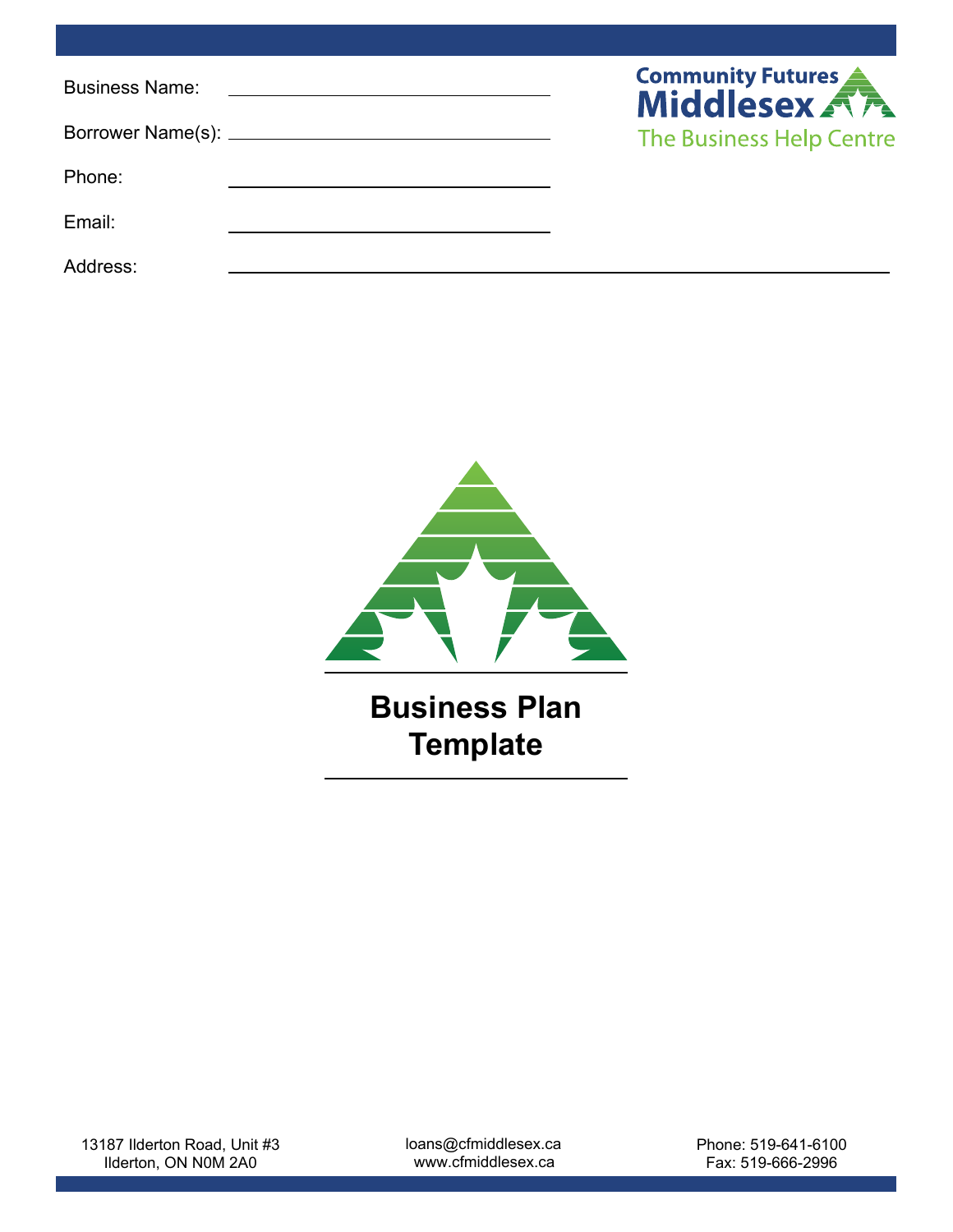Business Name: ______________________

Borrower Name(s): ______________________

Phone: ______________________

Email: ______________________

Address: ____________________________________________

Community Futures Middlesex

The Business Help Centre

# Business Plan Template

13187 Ilderton Road, Unit #3
Ilderton, ON N0M 2A0

loans@cfmiddlesex.ca
www.cfmiddlesex.ca

Phone: 519-641-6100
Fax: 519-666-2996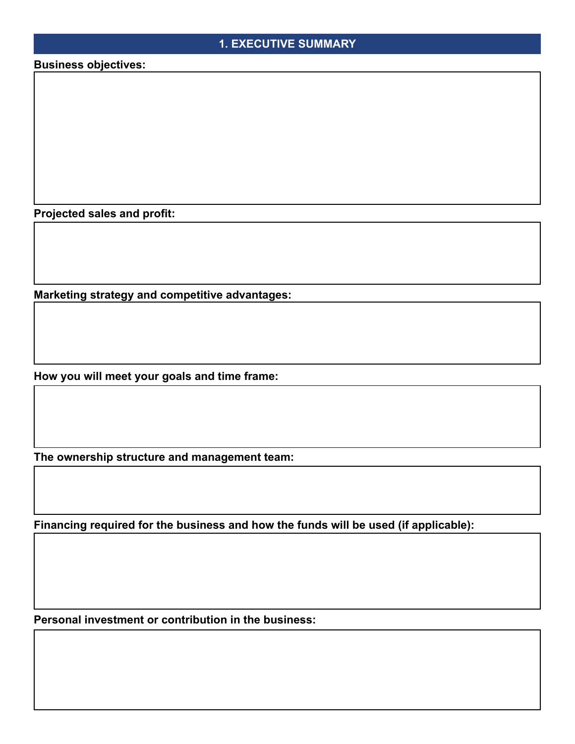## 1. EXECUTIVE SUMMARY

**Business objectives:**

**Projected sales and profit:**

**Marketing strategy and competitive advantages:**

**How you will meet your goals and time frame:**

**The ownership structure and management team:**

**Financing required for the business and how the funds will be used (if applicable):**

**Personal investment or contribution in the business:**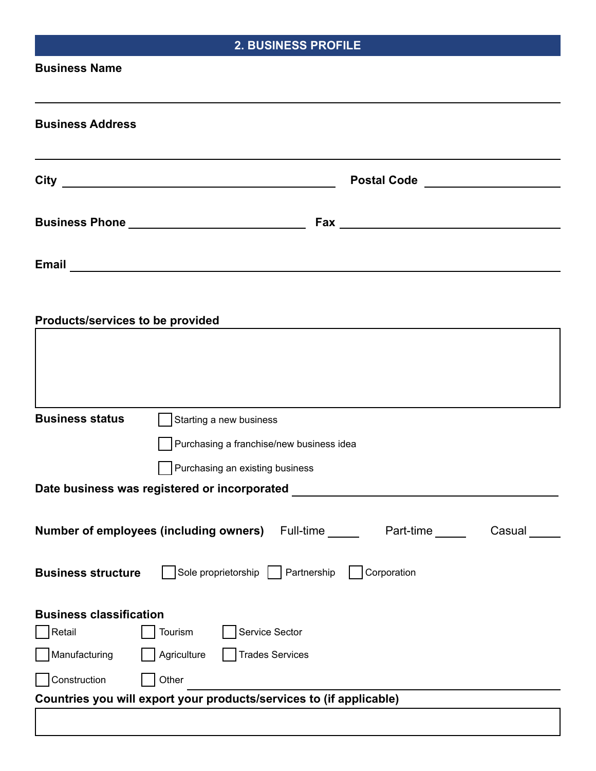## 2. BUSINESS PROFILE

**Business Name**

___________________________________________

**Business Address**

___________________________________________

**City** ______________________ **Postal Code** ______________________

**Business Phone** ______________________ **Fax** ______________________

**Email** ___________________________________________

**Products/services to be provided**

| |
|---|
| |

**Business status**

- ☐ Starting a new business
- ☐ Purchasing a franchise/new business idea
- ☐ Purchasing an existing business

**Date business was registered or incorporated** ______________________

**Number of employees (including owners)** Full-time _____ Part-time _____ Casual _____

**Business structure** ☐ Sole proprietorship ☐ Partnership ☐ Corporation

**Business classification**

| | | |
|---|---|---|
| ☐ Retail | ☐ Tourism | ☐ Service Sector |
| ☐ Manufacturing | ☐ Agriculture | ☐ Trades Services |
| ☐ Construction | ☐ Other ______________________ | |

**Countries you will export your products/services to (if applicable)**

| |
|---|
| |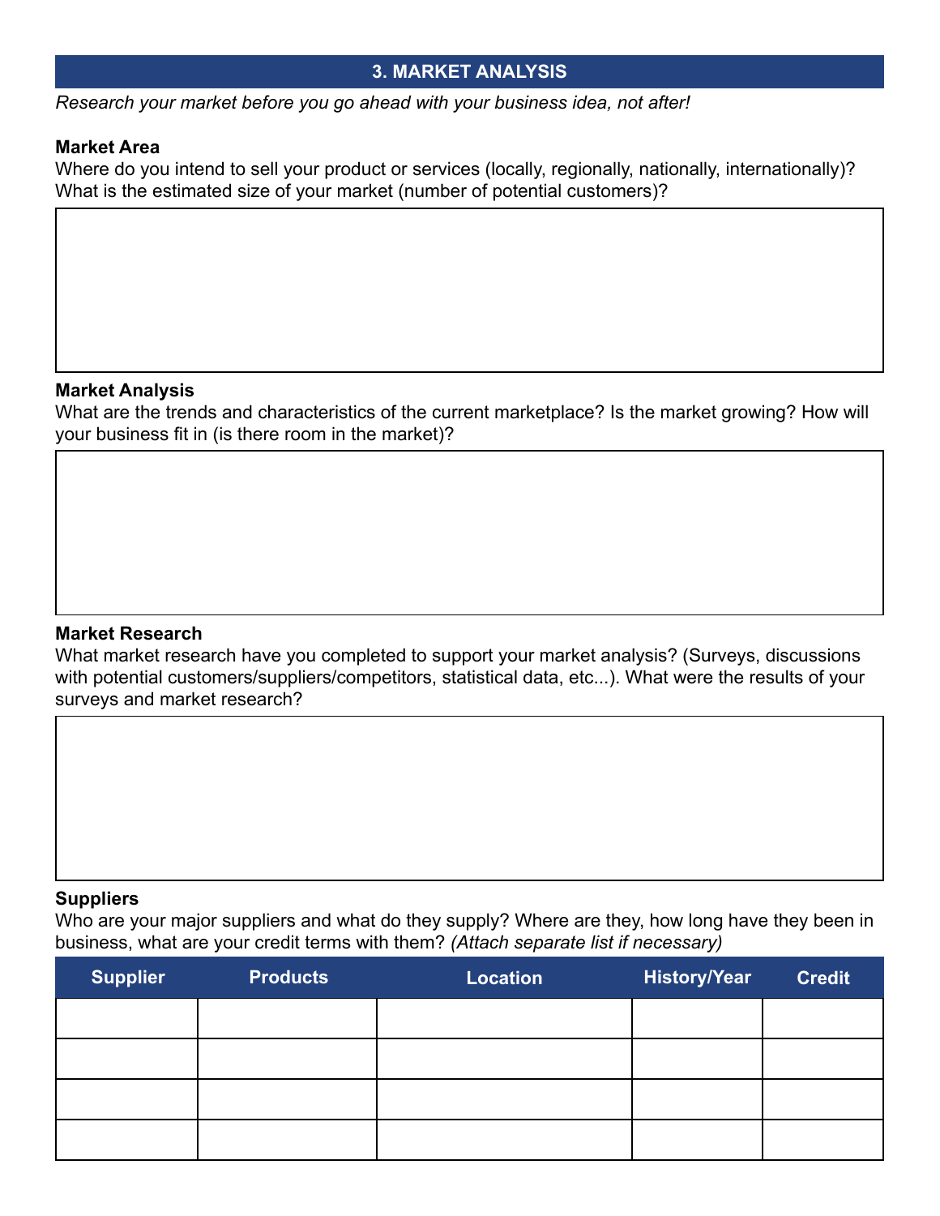## 3. MARKET ANALYSIS

*Research your market before you go ahead with your business idea, not after!*

**Market Area**

Where do you intend to sell your product or services (locally, regionally, nationally, internationally)? What is the estimated size of your market (number of potential customers)?

**Market Analysis**

What are the trends and characteristics of the current marketplace? Is the market growing? How will your business fit in (is there room in the market)?

**Market Research**

What market research have you completed to support your market analysis? (Surveys, discussions with potential customers/suppliers/competitors, statistical data, etc...). What were the results of your surveys and market research?

**Suppliers**

Who are your major suppliers and what do they supply? Where are they, how long have they been in business, what are your credit terms with them? *(Attach separate list if necessary)*

| Supplier | Products | Location | History/Year | Credit |
|---|---|---|---|---|
| | | | | |
| | | | | |
| | | | | |
| | | | | |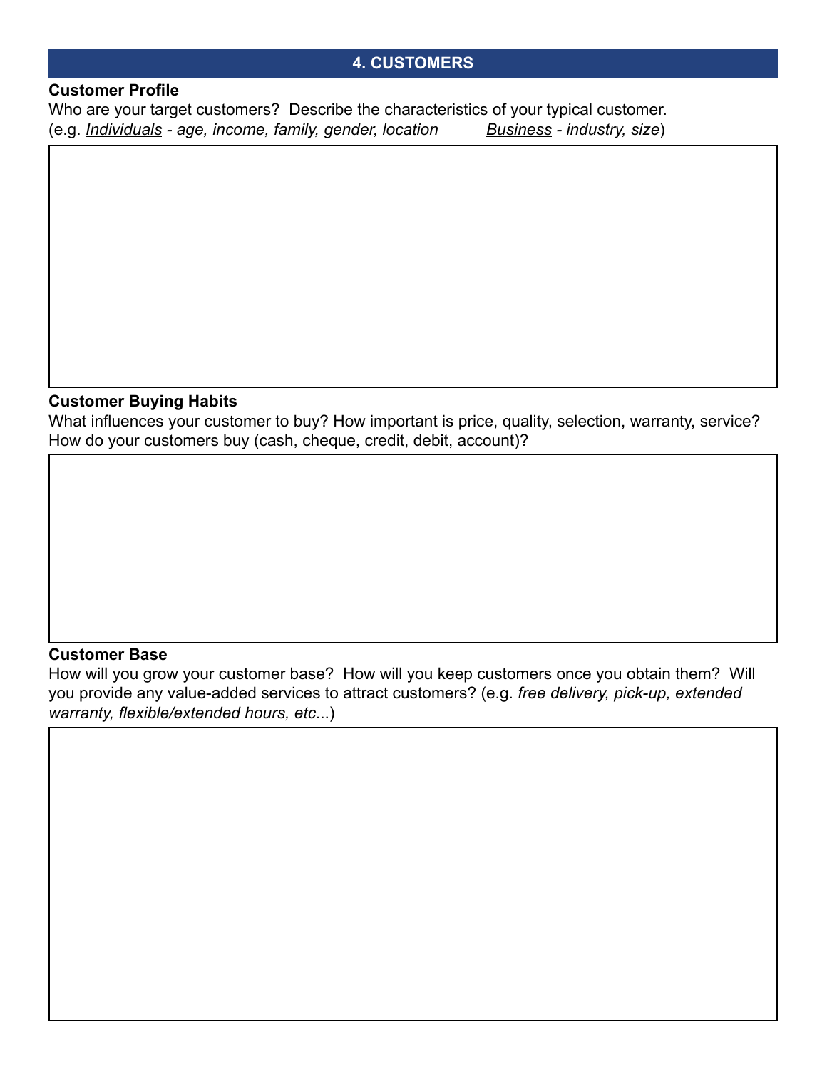## 4. CUSTOMERS

**Customer Profile**

Who are your target customers? Describe the characteristics of your typical customer.
(e.g. *Individuals - age, income, family, gender, location* *Business - industry, size*)

**Customer Buying Habits**

What influences your customer to buy? How important is price, quality, selection, warranty, service? How do your customers buy (cash, cheque, credit, debit, account)?

**Customer Base**

How will you grow your customer base? How will you keep customers once you obtain them? Will you provide any value-added services to attract customers? (e.g. *free delivery, pick-up, extended warranty, flexible/extended hours, etc*...)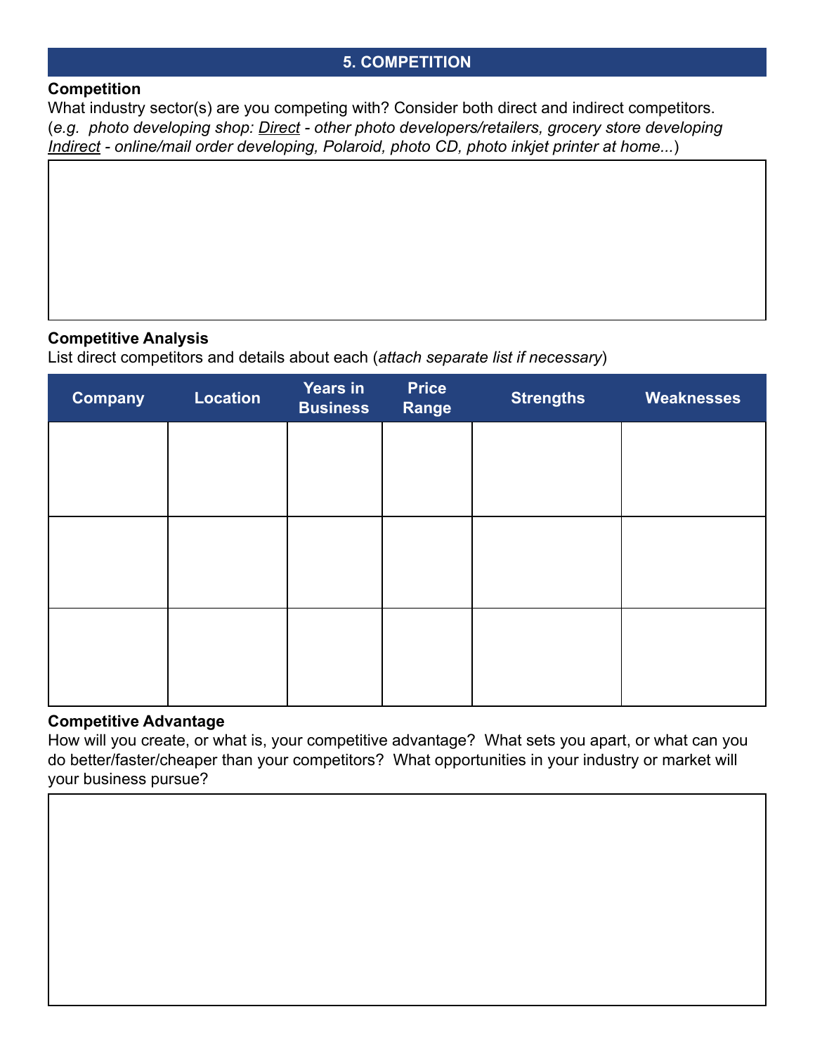## 5. COMPETITION

**Competition**

What industry sector(s) are you competing with? Consider both direct and indirect competitors. (*e.g. photo developing shop: Direct - other photo developers/retailers, grocery store developing Indirect - online/mail order developing, Polaroid, photo CD, photo inkjet printer at home...*)

**Competitive Analysis**

List direct competitors and details about each (*attach separate list if necessary*)

| Company | Location | Years in Business | Price Range | Strengths | Weaknesses |
|---|---|---|---|---|---|
| | | | | | |
| | | | | | |
| | | | | | |

**Competitive Advantage**

How will you create, or what is, your competitive advantage? What sets you apart, or what can you do better/faster/cheaper than your competitors? What opportunities in your industry or market will your business pursue?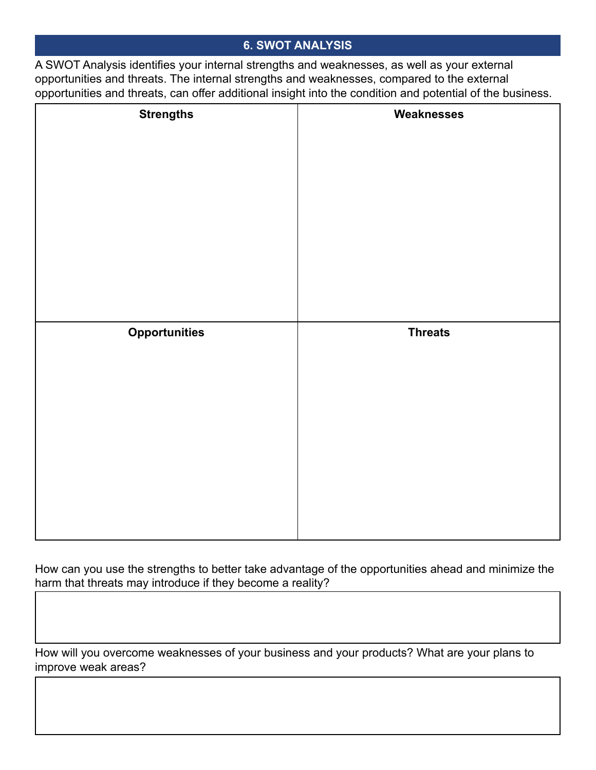## 6. SWOT ANALYSIS

A SWOT Analysis identifies your internal strengths and weaknesses, as well as your external opportunities and threats. The internal strengths and weaknesses, compared to the external opportunities and threats, can offer additional insight into the condition and potential of the business.

| Strengths | Weaknesses |
| --- | --- |
| | |
| **Opportunities** | **Threats** |
| | |

How can you use the strengths to better take advantage of the opportunities ahead and minimize the harm that threats may introduce if they become a reality?

| |
| --- |
| |

How will you overcome weaknesses of your business and your products? What are your plans to improve weak areas?

| |
| --- |
| |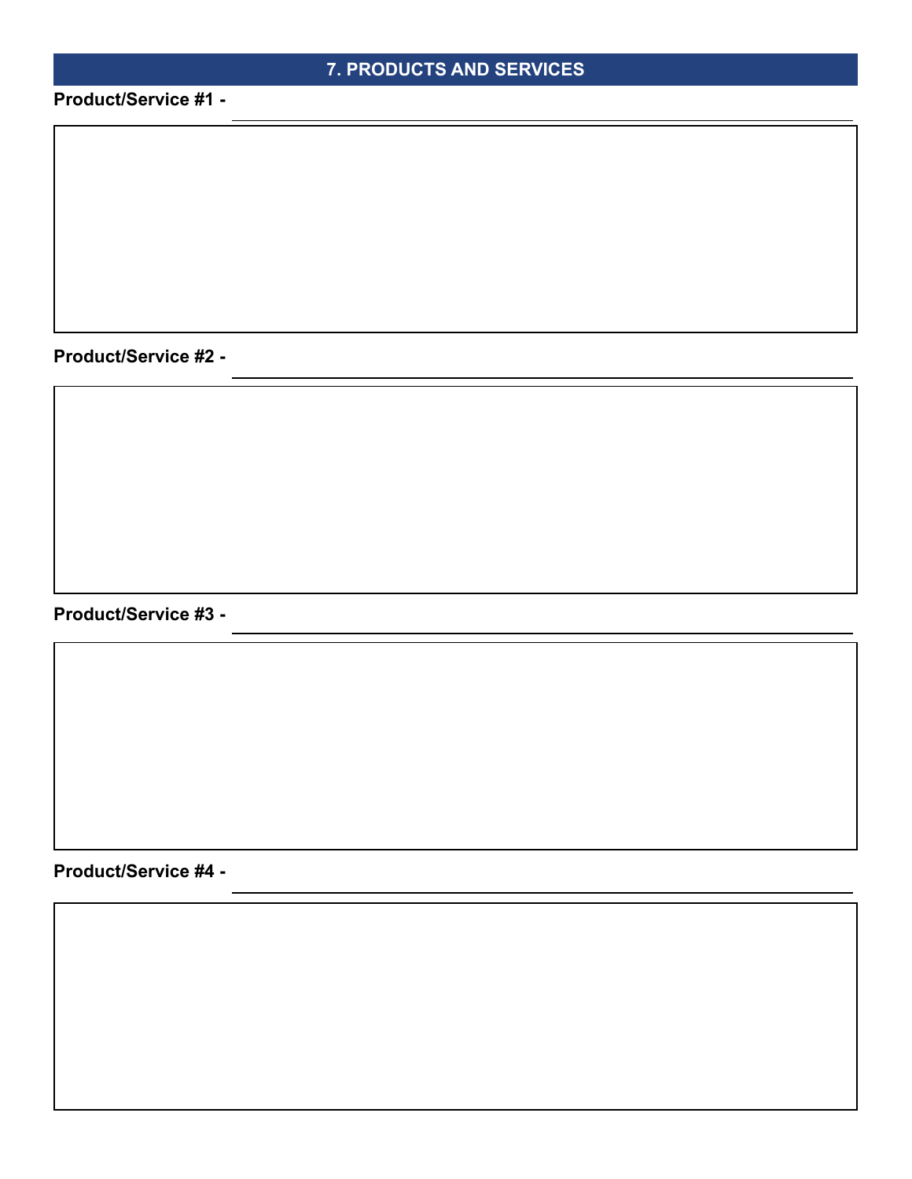## 7. PRODUCTS AND SERVICES

**Product/Service #1 -**

**Product/Service #2 -**

**Product/Service #3 -**

**Product/Service #4 -**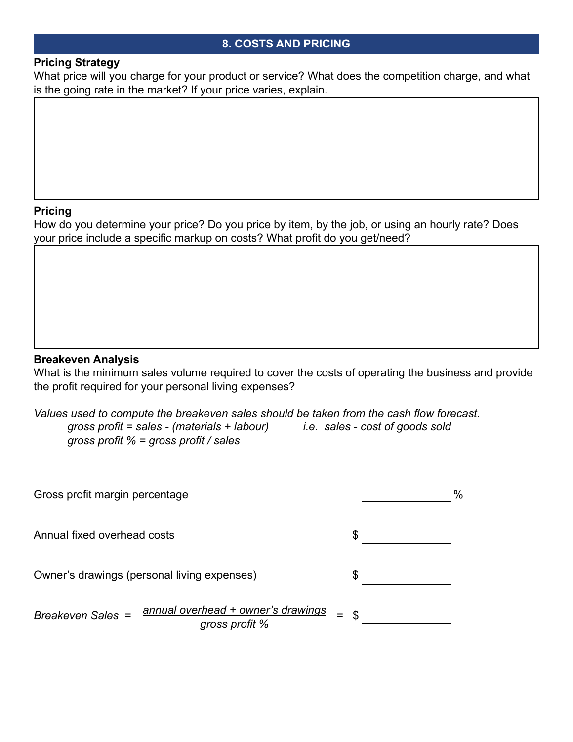## 8. COSTS AND PRICING

**Pricing Strategy**

What price will you charge for your product or service? What does the competition charge, and what is the going rate in the market? If your price varies, explain.

**Pricing**

How do you determine your price? Do you price by item, by the job, or using an hourly rate? Does your price include a specific markup on costs? What profit do you get/need?

**Breakeven Analysis**

What is the minimum sales volume required to cover the costs of operating the business and provide the profit required for your personal living expenses?

*Values used to compute the breakeven sales should be taken from the cash flow forecast.*

*gross profit = sales - (materials + labour)* *i.e. sales - cost of goods sold*

*gross profit % = gross profit / sales*

Gross profit margin percentage ______________ %

Annual fixed overhead costs $ ______________

Owner's drawings (personal living expenses) $ ______________

$$\textit{Breakeven Sales} = \frac{\textit{annual overhead + owner's drawings}}{\textit{gross profit \%}} = \$ \text{\_\_\_\_\_\_\_\_\_\_\_\_\_\_}$$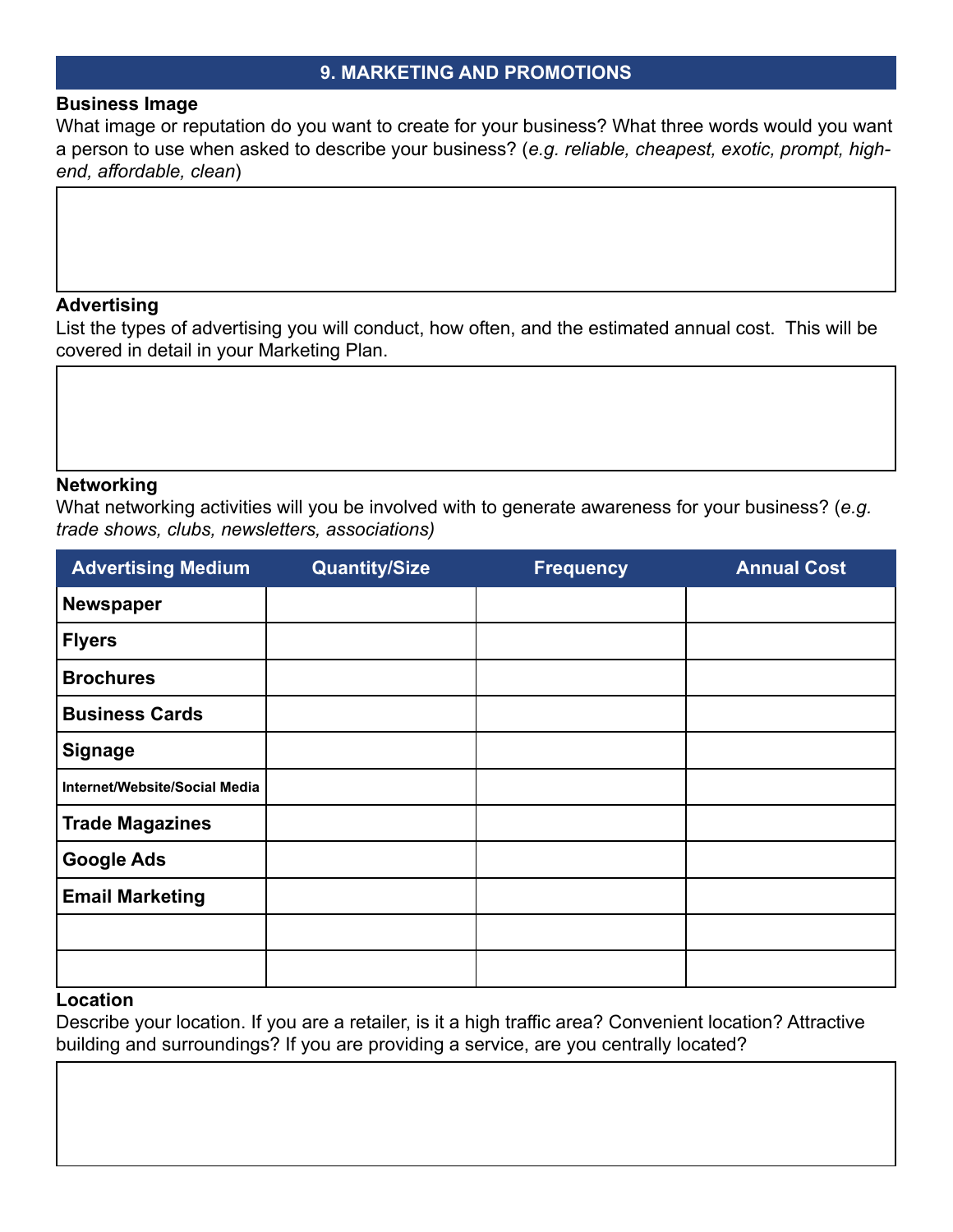## 9. MARKETING AND PROMOTIONS

**Business Image**

What image or reputation do you want to create for your business? What three words would you want a person to use when asked to describe your business? (*e.g. reliable, cheapest, exotic, prompt, high-end, affordable, clean*)

**Advertising**

List the types of advertising you will conduct, how often, and the estimated annual cost. This will be covered in detail in your Marketing Plan.

**Networking**

What networking activities will you be involved with to generate awareness for your business? (*e.g. trade shows, clubs, newsletters, associations)*

| Advertising Medium | Quantity/Size | Frequency | Annual Cost |
|---|---|---|---|
| **Newspaper** | | | |
| **Flyers** | | | |
| **Brochures** | | | |
| **Business Cards** | | | |
| **Signage** | | | |
| **Internet/Website/Social Media** | | | |
| **Trade Magazines** | | | |
| **Google Ads** | | | |
| **Email Marketing** | | | |
| | | | |
| | | | |

**Location**

Describe your location. If you are a retailer, is it a high traffic area? Convenient location? Attractive building and surroundings? If you are providing a service, are you centrally located?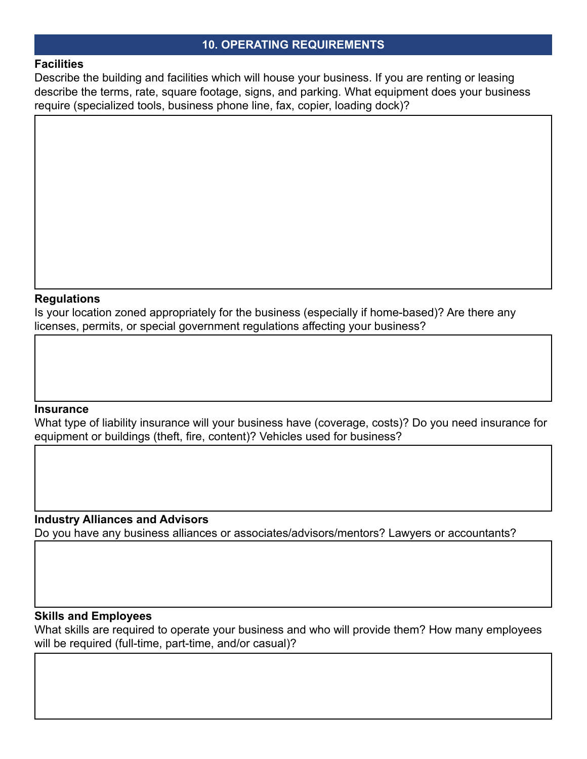## 10. OPERATING REQUIREMENTS

**Facilities**

Describe the building and facilities which will house your business. If you are renting or leasing describe the terms, rate, square footage, signs, and parking. What equipment does your business require (specialized tools, business phone line, fax, copier, loading dock)?

**Regulations**

Is your location zoned appropriately for the business (especially if home-based)? Are there any licenses, permits, or special government regulations affecting your business?

**Insurance**

What type of liability insurance will your business have (coverage, costs)? Do you need insurance for equipment or buildings (theft, fire, content)? Vehicles used for business?

**Industry Alliances and Advisors**

Do you have any business alliances or associates/advisors/mentors? Lawyers or accountants?

**Skills and Employees**

What skills are required to operate your business and who will provide them? How many employees will be required (full-time, part-time, and/or casual)?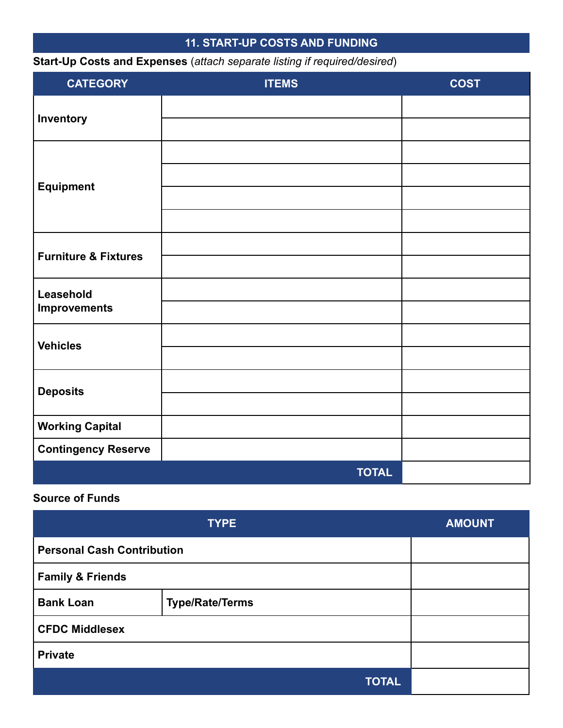## 11. START-UP COSTS AND FUNDING

**Start-Up Costs and Expenses** (*attach separate listing if required/desired*)

| CATEGORY | ITEMS | COST |
|---|---|---|
| **Inventory** | | |
| | | |
| **Equipment** | | |
| | | |
| | | |
| | | |
| **Furniture & Fixtures** | | |
| | | |
| **Leasehold Improvements** | | |
| | | |
| **Vehicles** | | |
| | | |
| **Deposits** | | |
| | | |
| **Working Capital** | | |
| **Contingency Reserve** | | |
| | **TOTAL** | |

**Source of Funds**

| TYPE | | AMOUNT |
|---|---|---|
| **Personal Cash Contribution** | | |
| **Family & Friends** | | |
| **Bank Loan** | **Type/Rate/Terms** | |
| **CFDC Middlesex** | | |
| **Private** | | |
| | **TOTAL** | |